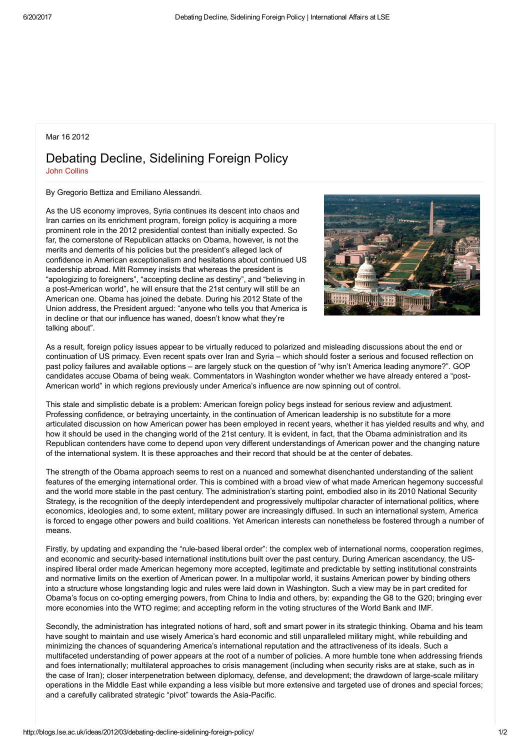Mar 16 2012

# Debating Decline, Sidelining Foreign Policy

John Collins

By Gregorio Bettiza and Emiliano Alessandri.

As the US economy improves, Syria continues its descent into chaos and Iran carries on its enrichment program, foreign policy is acquiring a more prominent role in the 2012 presidential contest than initially expected. So far, the cornerstone of Republican attacks on Obama, however, is not the merits and demerits of his policies but the president's alleged lack of confidence in American exceptionalism and hesitations about continued US leadership abroad. Mitt Romney insists that whereas the president is "apologizing to foreigners", "accepting decline as destiny", and "believing in a post-American world", he will ensure that the 21st century will still be an American one. Obama has joined the debate. During his 2012 State of the Union address, the President argued: "anyone who tells you that America is in decline or that our influence has waned, doesn't know what they're talking about".

As a result, foreign policy issues appear to be virtually reduced to polarized and misleading discussions about the end or continuation of US primacy. Even recent spats over Iran and Syria – which should foster a serious and focused reflection on past policy failures and available options – are largely stuck on the question of "why isn't America leading anymore?". GOP candidates accuse Obama of being weak. Commentators in Washington wonder whether we have already entered a "post-American world" in which regions previously under America's influence are now spinning out of control.

This stale and simplistic debate is a problem: American foreign policy begs instead for serious review and adjustment. Professing confidence, or betraying uncertainty, in the continuation of American leadership is no substitute for a more articulated discussion on how American power has been employed in recent years, whether it has yielded results and why, and how it should be used in the changing world of the 21st century. It is evident, in fact, that the Obama administration and its Republican contenders have come to depend upon very different understandings of American power and the changing nature of the international system. It is these approaches and their record that should be at the center of debates.

The strength of the Obama approach seems to rest on a nuanced and somewhat disenchanted understanding of the salient features of the emerging international order. This is combined with a broad view of what made American hegemony successful and the world more stable in the past century. The administration's starting point, embodied also in its 2010 National Security Strategy, is the recognition of the deeply interdependent and progressively multipolar character of international politics, where economics, ideologies and, to some extent, military power are increasingly diffused. In such an international system, America is forced to engage other powers and build coalitions. Yet American interests can nonetheless be fostered through a number of means.

Firstly, by updating and expanding the "rule-based liberal order": the complex web of international norms, cooperation regimes, and economic and security-based international institutions built over the past century. During American ascendancy, the US-inspired liberal order made American hegemony more accepted, legitimate and predictable by setting institutional constraints and normative limits on the exertion of American power. In a multipolar world, it sustains American power by binding others into a structure whose longstanding logic and rules were laid down in Washington. Such a view may be in part credited for Obama's focus on co-opting emerging powers, from China to India and others, by: expanding the G8 to the G20; bringing ever more economies into the WTO regime; and accepting reform in the voting structures of the World Bank and IMF.

Secondly, the administration has integrated notions of hard, soft and smart power in its strategic thinking. Obama and his team have sought to maintain and use wisely America's hard economic and still unparalleled military might, while rebuilding and minimizing the chances of squandering America's international reputation and the attractiveness of its ideals. Such a multifaceted understanding of power appears at the root of a number of policies. A more humble tone when addressing friends and foes internationally; multilateral approaches to crisis management (including when security risks are at stake, such as in the case of Iran); closer interpenetration between diplomacy, defense, and development; the drawdown of large-scale military operations in the Middle East while expanding a less visible but more extensive and targeted use of drones and special forces; and a carefully calibrated strategic "pivot" towards the Asia-Pacific.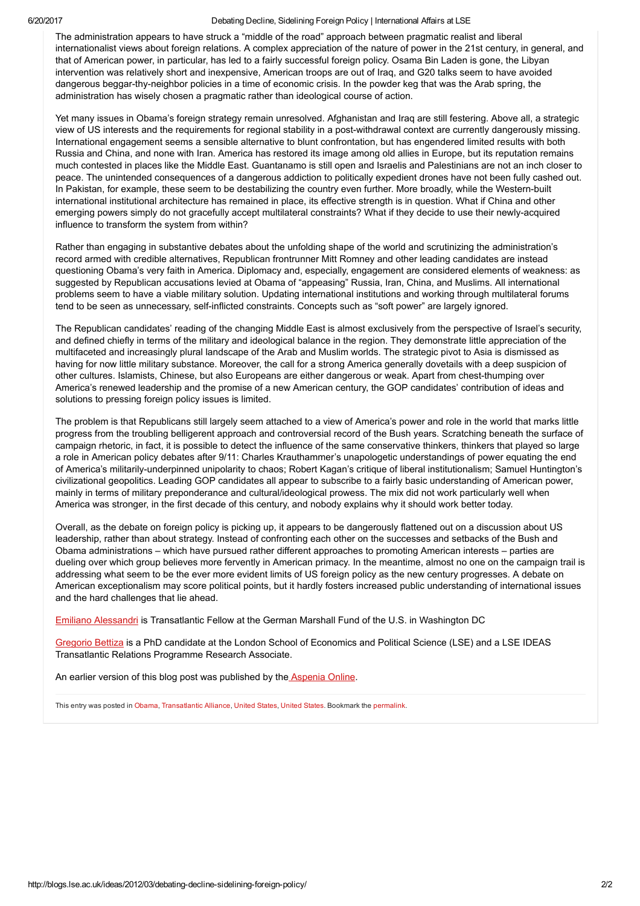The administration appears to have struck a "middle of the road" approach between pragmatic realist and liberal internationalist views about foreign relations. A complex appreciation of the nature of power in the 21st century, in general, and that of American power, in particular, has led to a fairly successful foreign policy. Osama Bin Laden is gone, the Libyan intervention was relatively short and inexpensive, American troops are out of Iraq, and G20 talks seem to have avoided dangerous beggar-thy-neighbor policies in a time of economic crisis. In the powder keg that was the Arab spring, the administration has wisely chosen a pragmatic rather than ideological course of action.

Yet many issues in Obama's foreign strategy remain unresolved. Afghanistan and Iraq are still festering. Above all, a strategic view of US interests and the requirements for regional stability in a post-withdrawal context are currently dangerously missing. International engagement seems a sensible alternative to blunt confrontation, but has engendered limited results with both Russia and China, and none with Iran. America has restored its image among old allies in Europe, but its reputation remains much contested in places like the Middle East. Guantanamo is still open and Israelis and Palestinians are not an inch closer to peace. The unintended consequences of a dangerous addiction to politically expedient drones have not been fully cashed out. In Pakistan, for example, these seem to be destabilizing the country even further. More broadly, while the Western-built international institutional architecture has remained in place, its effective strength is in question. What if China and other emerging powers simply do not gracefully accept multilateral constraints? What if they decide to use their newly-acquired influence to transform the system from within?

Rather than engaging in substantive debates about the unfolding shape of the world and scrutinizing the administration's record armed with credible alternatives, Republican frontrunner Mitt Romney and other leading candidates are instead questioning Obama's very faith in America. Diplomacy and, especially, engagement are considered elements of weakness: as suggested by Republican accusations levied at Obama of "appeasing" Russia, Iran, China, and Muslims. All international problems seem to have a viable military solution. Updating international institutions and working through multilateral forums tend to be seen as unnecessary, self-inflicted constraints. Concepts such as "soft power" are largely ignored.

The Republican candidates' reading of the changing Middle East is almost exclusively from the perspective of Israel's security, and defined chiefly in terms of the military and ideological balance in the region. They demonstrate little appreciation of the multifaceted and increasingly plural landscape of the Arab and Muslim worlds. The strategic pivot to Asia is dismissed as having for now little military substance. Moreover, the call for a strong America generally dovetails with a deep suspicion of other cultures. Islamists, Chinese, but also Europeans are either dangerous or weak. Apart from chest-thumping over America's renewed leadership and the promise of a new American century, the GOP candidates' contribution of ideas and solutions to pressing foreign policy issues is limited.

The problem is that Republicans still largely seem attached to a view of America's power and role in the world that marks little progress from the troubling belligerent approach and controversial record of the Bush years. Scratching beneath the surface of campaign rhetoric, in fact, it is possible to detect the influence of the same conservative thinkers, thinkers that played so large a role in American policy debates after 9/11: Charles Krauthammer's unapologetic understandings of power equating the end of America's militarily-underpinned unipolarity to chaos; Robert Kagan's critique of liberal institutionalism; Samuel Huntington's civilizational geopolitics. Leading GOP candidates all appear to subscribe to a fairly basic understanding of American power, mainly in terms of military preponderance and cultural/ideological prowess. The mix did not work particularly well when America was stronger, in the first decade of this century, and nobody explains why it should work better today.

Overall, as the debate on foreign policy is picking up, it appears to be dangerously flattened out on a discussion about US leadership, rather than about strategy. Instead of confronting each other on the successes and setbacks of the Bush and Obama administrations – which have pursued rather different approaches to promoting American interests – parties are dueling over which group believes more fervently in American primacy. In the meantime, almost no one on the campaign trail is addressing what seem to be the ever more evident limits of US foreign policy as the new century progresses. A debate on American exceptionalism may score political points, but it hardly fosters increased public understanding of international issues and the hard challenges that lie ahead.

Emiliano Alessandri is Transatlantic Fellow at the German Marshall Fund of the U.S. in Washington DC

Gregorio Bettiza is a PhD candidate at the London School of Economics and Political Science (LSE) and a LSE IDEAS Transatlantic Relations Programme Research Associate.

An earlier version of this blog post was published by the Aspenia Online.

This entry was posted in Obama, Transatlantic Alliance, United States, United States. Bookmark the permalink.